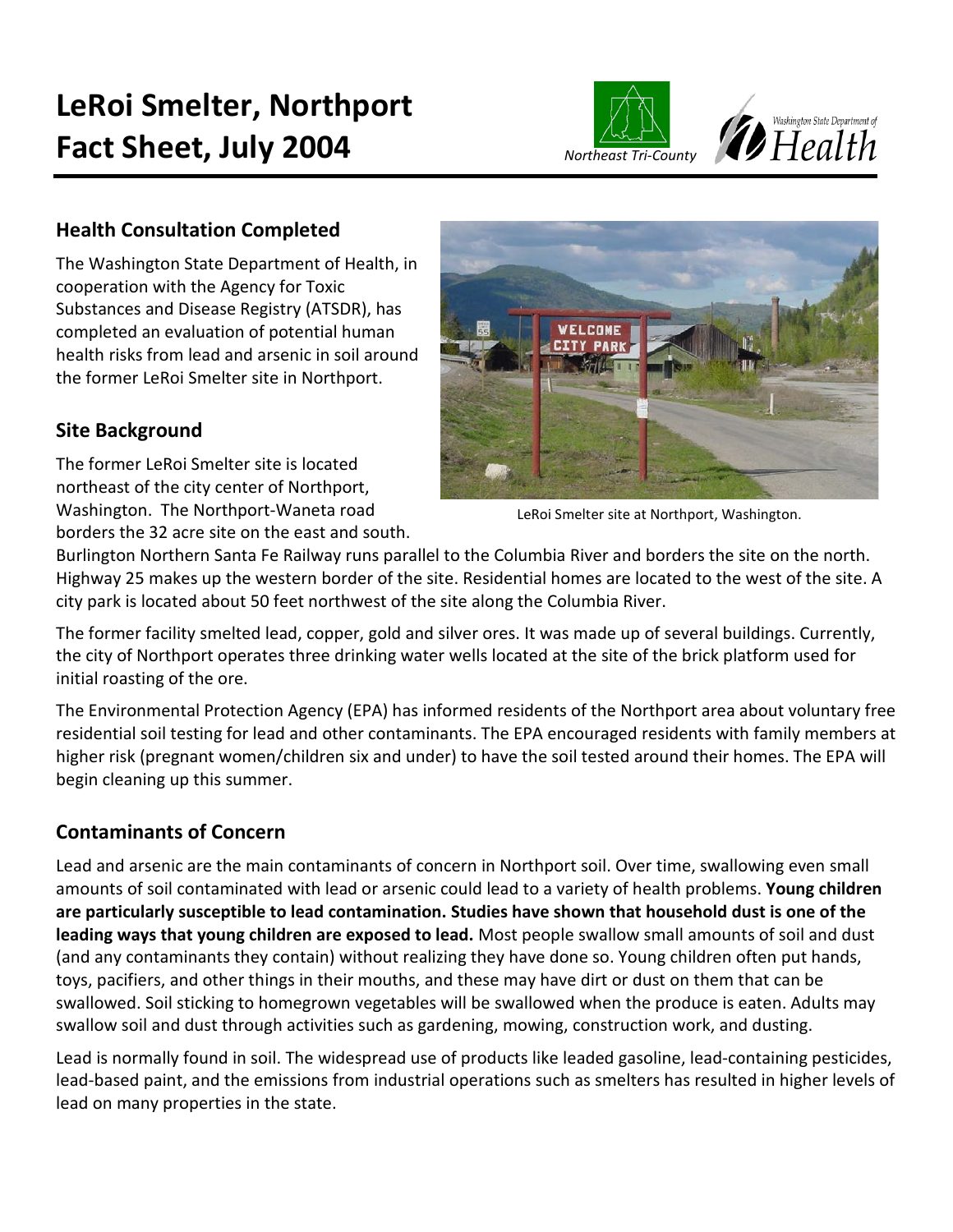# LeRoi Smelter, Northport Fact Sheet, July 2004

Northeast Tri-County

Washington State Department of Health

## Health Consultation Completed

The Washington State Department of Health, in cooperation with the Agency for Toxic Substances and Disease Registry (ATSDR), has completed an evaluation of potential human health risks from lead and arsenic in soil around the former LeRoi Smelter site in Northport.

LeRoi Smelter site at Northport, Washington.

## Site Background

The former LeRoi Smelter site is located northeast of the city center of Northport, Washington. The Northport-Waneta road borders the 32 acre site on the east and south. Burlington Northern Santa Fe Railway runs parallel to the Columbia River and borders the site on the north. Highway 25 makes up the western border of the site. Residential homes are located to the west of the site. A city park is located about 50 feet northwest of the site along the Columbia River.

The former facility smelted lead, copper, gold and silver ores. It was made up of several buildings. Currently, the city of Northport operates three drinking water wells located at the site of the brick platform used for initial roasting of the ore.

The Environmental Protection Agency (EPA) has informed residents of the Northport area about voluntary free residential soil testing for lead and other contaminants. The EPA encouraged residents with family members at higher risk (pregnant women/children six and under) to have the soil tested around their homes. The EPA will begin cleaning up this summer.

## Contaminants of Concern

Lead and arsenic are the main contaminants of concern in Northport soil. Over time, swallowing even small amounts of soil contaminated with lead or arsenic could lead to a variety of health problems. **Young children are particularly susceptible to lead contamination. Studies have shown that household dust is one of the leading ways that young children are exposed to lead.** Most people swallow small amounts of soil and dust (and any contaminants they contain) without realizing they have done so. Young children often put hands, toys, pacifiers, and other things in their mouths, and these may have dirt or dust on them that can be swallowed. Soil sticking to homegrown vegetables will be swallowed when the produce is eaten. Adults may swallow soil and dust through activities such as gardening, mowing, construction work, and dusting.

Lead is normally found in soil. The widespread use of products like leaded gasoline, lead-containing pesticides, lead-based paint, and the emissions from industrial operations such as smelters has resulted in higher levels of lead on many properties in the state.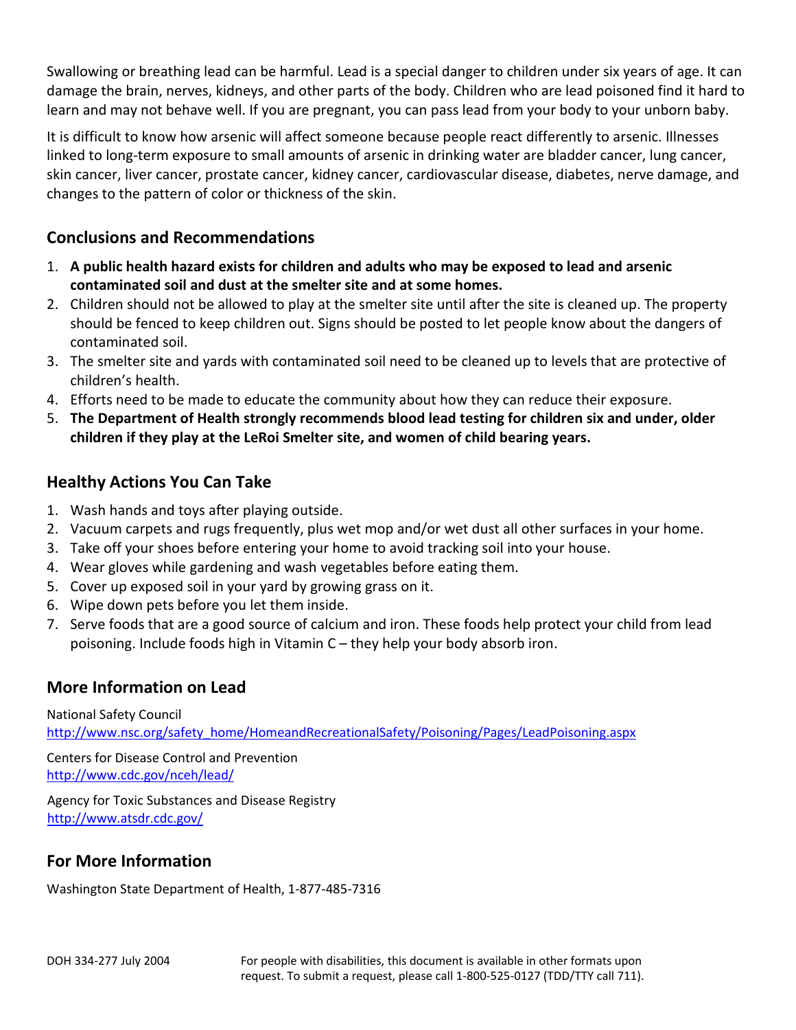Swallowing or breathing lead can be harmful. Lead is a special danger to children under six years of age. It can damage the brain, nerves, kidneys, and other parts of the body. Children who are lead poisoned find it hard to learn and may not behave well. If you are pregnant, you can pass lead from your body to your unborn baby.

It is difficult to know how arsenic will affect someone because people react differently to arsenic. Illnesses linked to long-term exposure to small amounts of arsenic in drinking water are bladder cancer, lung cancer, skin cancer, liver cancer, prostate cancer, kidney cancer, cardiovascular disease, diabetes, nerve damage, and changes to the pattern of color or thickness of the skin.

## Conclusions and Recommendations

1. **A public health hazard exists for children and adults who may be exposed to lead and arsenic contaminated soil and dust at the smelter site and at some homes.**
2. Children should not be allowed to play at the smelter site until after the site is cleaned up. The property should be fenced to keep children out. Signs should be posted to let people know about the dangers of contaminated soil.
3. The smelter site and yards with contaminated soil need to be cleaned up to levels that are protective of children's health.
4. Efforts need to be made to educate the community about how they can reduce their exposure.
5. **The Department of Health strongly recommends blood lead testing for children six and under, older children if they play at the LeRoi Smelter site, and women of child bearing years.**

## Healthy Actions You Can Take

1. Wash hands and toys after playing outside.
2. Vacuum carpets and rugs frequently, plus wet mop and/or wet dust all other surfaces in your home.
3. Take off your shoes before entering your home to avoid tracking soil into your house.
4. Wear gloves while gardening and wash vegetables before eating them.
5. Cover up exposed soil in your yard by growing grass on it.
6. Wipe down pets before you let them inside.
7. Serve foods that are a good source of calcium and iron. These foods help protect your child from lead poisoning. Include foods high in Vitamin C – they help your body absorb iron.

## More Information on Lead

National Safety Council
http://www.nsc.org/safety_home/HomeandRecreationalSafety/Poisoning/Pages/LeadPoisoning.aspx

Centers for Disease Control and Prevention
http://www.cdc.gov/nceh/lead/

Agency for Toxic Substances and Disease Registry
http://www.atsdr.cdc.gov/

## For More Information

Washington State Department of Health, 1-877-485-7316

DOH 334-277 July 2004

For people with disabilities, this document is available in other formats upon request. To submit a request, please call 1-800-525-0127 (TDD/TTY call 711).